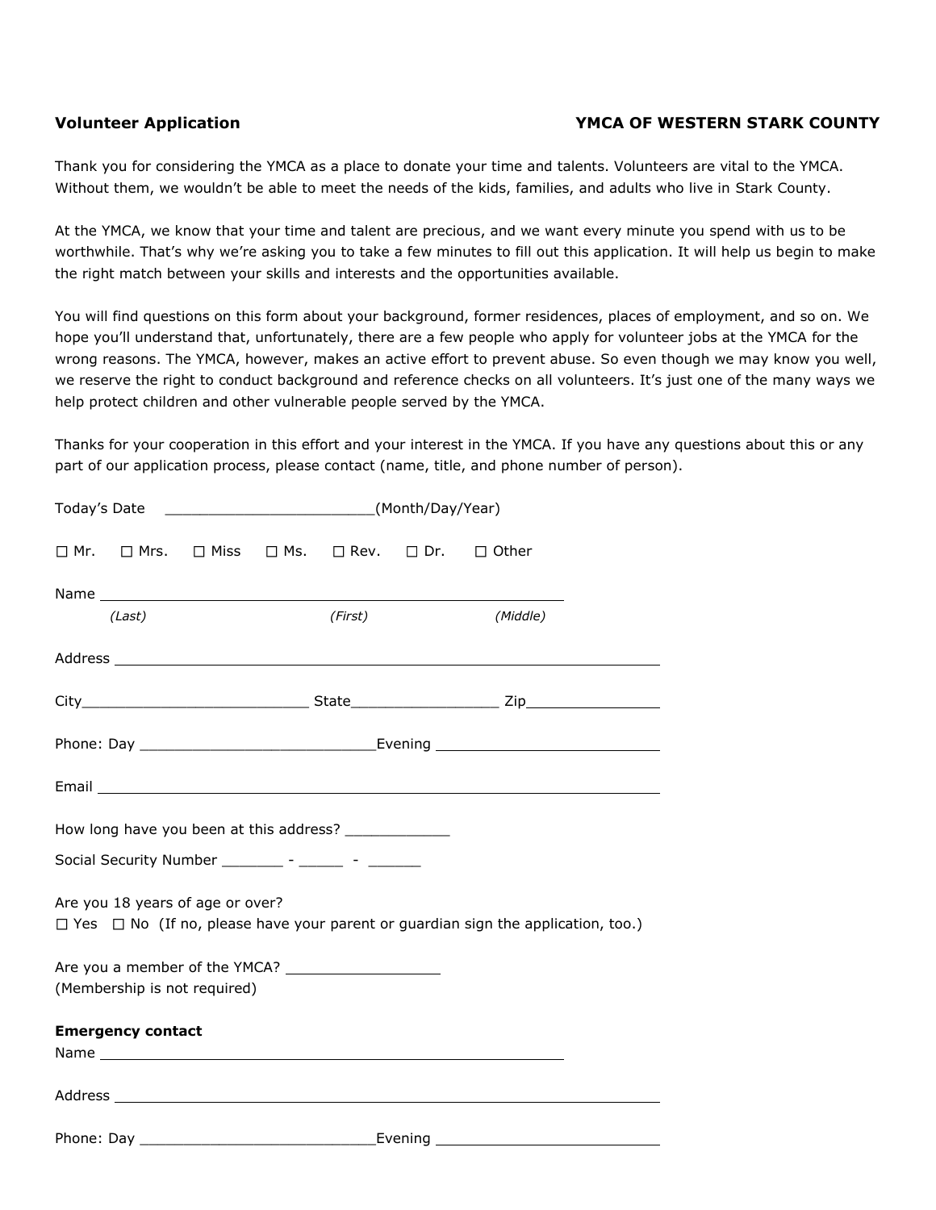**Volunteer Application** **YMCA OF WESTERN STARK COUNTY**

Thank you for considering the YMCA as a place to donate your time and talents. Volunteers are vital to the YMCA. Without them, we wouldn't be able to meet the needs of the kids, families, and adults who live in Stark County.

At the YMCA, we know that your time and talent are precious, and we want every minute you spend with us to be worthwhile. That's why we're asking you to take a few minutes to fill out this application. It will help us begin to make the right match between your skills and interests and the opportunities available.

You will find questions on this form about your background, former residences, places of employment, and so on. We hope you'll understand that, unfortunately, there are a few people who apply for volunteer jobs at the YMCA for the wrong reasons. The YMCA, however, makes an active effort to prevent abuse. So even though we may know you well, we reserve the right to conduct background and reference checks on all volunteers. It's just one of the many ways we help protect children and other vulnerable people served by the YMCA.

Thanks for your cooperation in this effort and your interest in the YMCA. If you have any questions about this or any part of our application process, please contact (name, title, and phone number of person).

Today's Date ________________________(Month/Day/Year)

☐ Mr. ☐ Mrs. ☐ Miss ☐ Ms. ☐ Rev. ☐ Dr. ☐ Other

Name ________________________________________________
*(Last)* *(First)* *(Middle)*

Address ________________________________________________

City__________________________ State_________________ Zip________________

Phone: Day ___________________________Evening ___________________________

Email ________________________________________________

How long have you been at this address? ____________

Social Security Number _______ - _____ - ______

Are you 18 years of age or over?
☐ Yes ☐ No (If no, please have your parent or guardian sign the application, too.)

Are you a member of the YMCA? __________________
(Membership is not required)

**Emergency contact**
Name ________________________________________________

Address ________________________________________________

Phone: Day ___________________________Evening ___________________________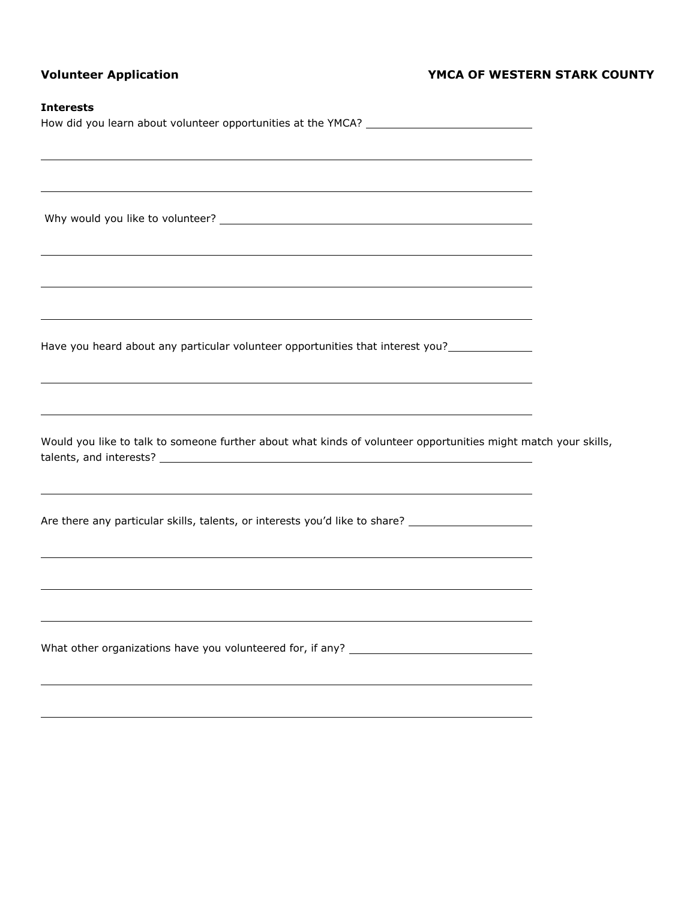**Volunteer Application** **YMCA OF WESTERN STARK COUNTY**

**Interests**

How did you learn about volunteer opportunities at the YMCA? ___________________________

_______________________________________________________________________________

_______________________________________________________________________________

Why would you like to volunteer? ___________________________________________________

_______________________________________________________________________________

_______________________________________________________________________________

_______________________________________________________________________________

Have you heard about any particular volunteer opportunities that interest you? _____________

_______________________________________________________________________________

_______________________________________________________________________________

Would you like to talk to someone further about what kinds of volunteer opportunities might match your skills, talents, and interests? ______________________________________________________________

_______________________________________________________________________________

Are there any particular skills, talents, or interests you'd like to share? ____________________

_______________________________________________________________________________

_______________________________________________________________________________

_______________________________________________________________________________

What other organizations have you volunteered for, if any? _____________________________

_______________________________________________________________________________

_______________________________________________________________________________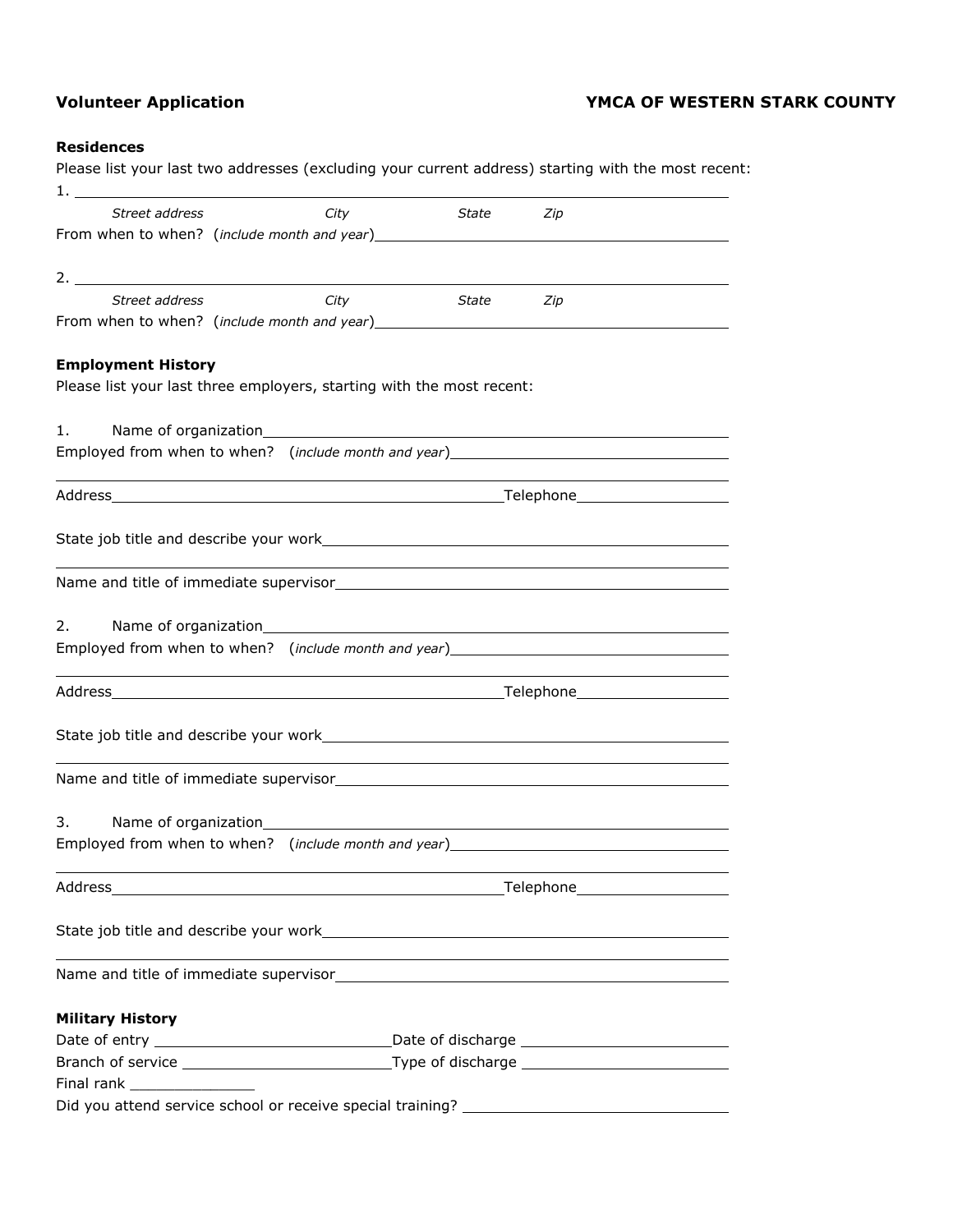**Volunteer Application** **YMCA OF WESTERN STARK COUNTY**

**Residences**

Please list your last two addresses (excluding your current address) starting with the most recent:

1. ______________________________________________________________________

*Street address* *City* *State* *Zip*

From when to when? (*include month and year*)________________________________

2. ______________________________________________________________________

*Street address* *City* *State* *Zip*

From when to when? (*include month and year*)________________________________

**Employment History**

Please list your last three employers, starting with the most recent:

1. Name of organization______________________________________________

Employed from when to when? (*include month and year*)_________________________

______________________________________________________________________

Address_________________________________________Telephone_______________

State job title and describe your work____________________________________

______________________________________________________________________

Name and title of immediate supervisor___________________________________

2. Name of organization______________________________________________

Employed from when to when? (*include month and year*)_________________________

______________________________________________________________________

Address_________________________________________Telephone_______________

State job title and describe your work____________________________________

______________________________________________________________________

Name and title of immediate supervisor___________________________________

3. Name of organization______________________________________________

Employed from when to when? (*include month and year*)_________________________

______________________________________________________________________

Address_________________________________________Telephone_______________

State job title and describe your work____________________________________

______________________________________________________________________

Name and title of immediate supervisor___________________________________

**Military History**

Date of entry ___________________________Date of discharge ______________________

Branch of service ________________________Type of discharge ______________________

Final rank ______________

Did you attend service school or receive special training? ___________________________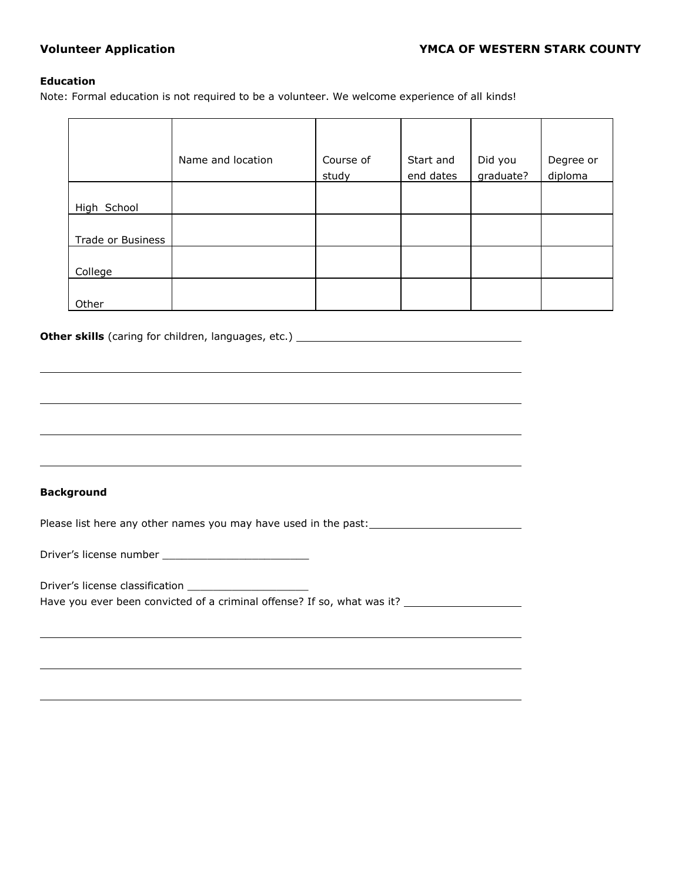**Volunteer Application** **YMCA OF WESTERN STARK COUNTY**

**Education**

Note: Formal education is not required to be a volunteer. We welcome experience of all kinds!

| | Name and location | Course of study | Start and end dates | Did you graduate? | Degree or diploma |
|---|---|---|---|---|---|
| High School | | | | | |
| Trade or Business | | | | | |
| College | | | | | |
| Other | | | | | |

**Other skills** (caring for children, languages, etc.) ____________________________________

______________________________________________________________________________

______________________________________________________________________________

______________________________________________________________________________

______________________________________________________________________________

**Background**

Please list here any other names you may have used in the past: ________________________

Driver's license number ________________________

Driver's license classification ___________________

Have you ever been convicted of a criminal offense? If so, what was it? __________________

______________________________________________________________________________

______________________________________________________________________________

______________________________________________________________________________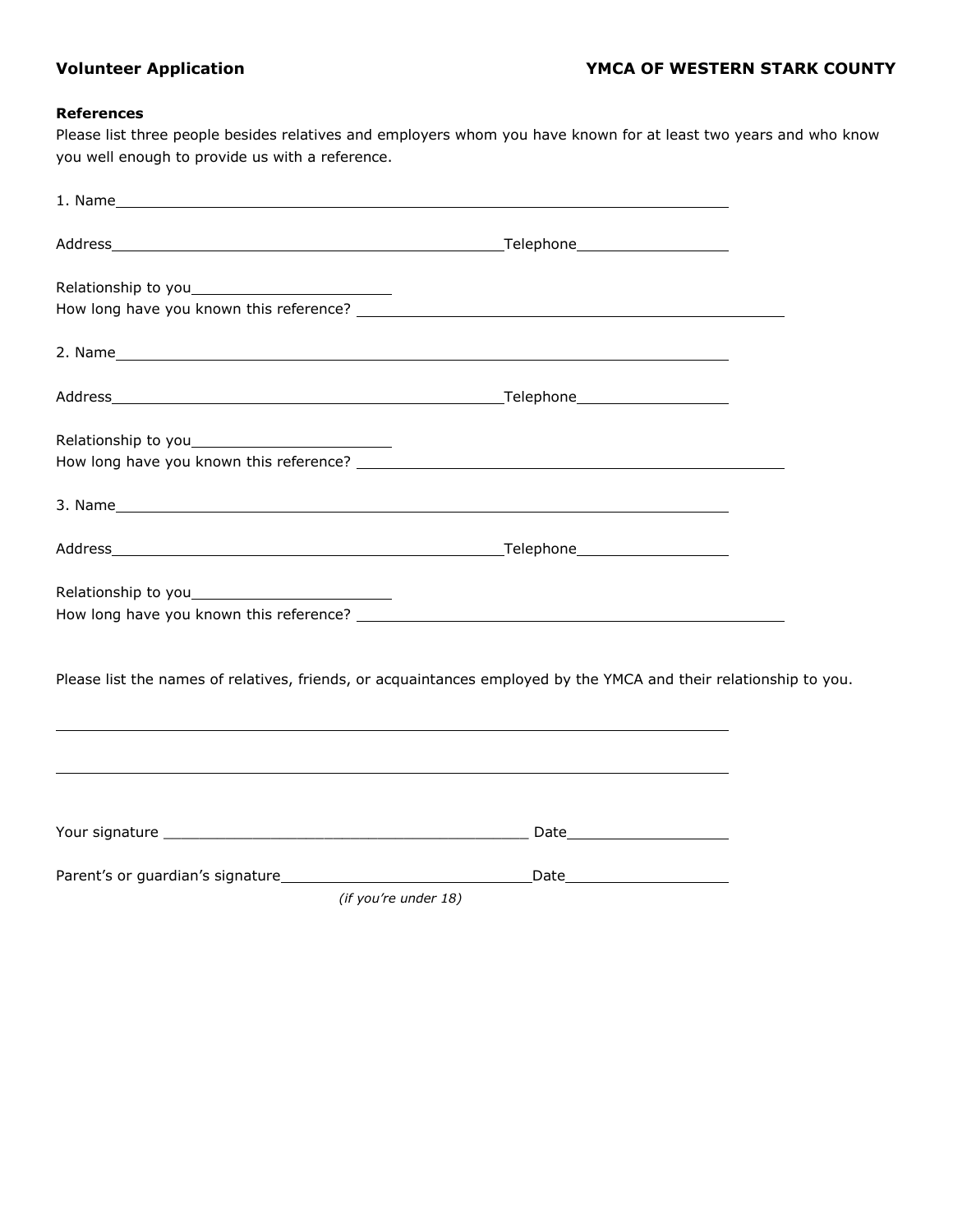**Volunteer Application** **YMCA OF WESTERN STARK COUNTY**

**References**

Please list three people besides relatives and employers whom you have known for at least two years and who know you well enough to provide us with a reference.

1. Name________________________________________________________________________

Address_____________________________________________Telephone_________________

Relationship to you______________________

How long have you known this reference? ______________________________________________

2. Name________________________________________________________________________

Address_____________________________________________Telephone_________________

Relationship to you______________________

How long have you known this reference? ______________________________________________

3. Name________________________________________________________________________

Address_____________________________________________Telephone_________________

Relationship to you______________________

How long have you known this reference? ______________________________________________

Please list the names of relatives, friends, or acquaintances employed by the YMCA and their relationship to you.

_______________________________________________________________________________

_______________________________________________________________________________

Your signature __________________________________________ Date__________________

Parent's or guardian's signature_____________________________Date__________________

*(if you're under 18)*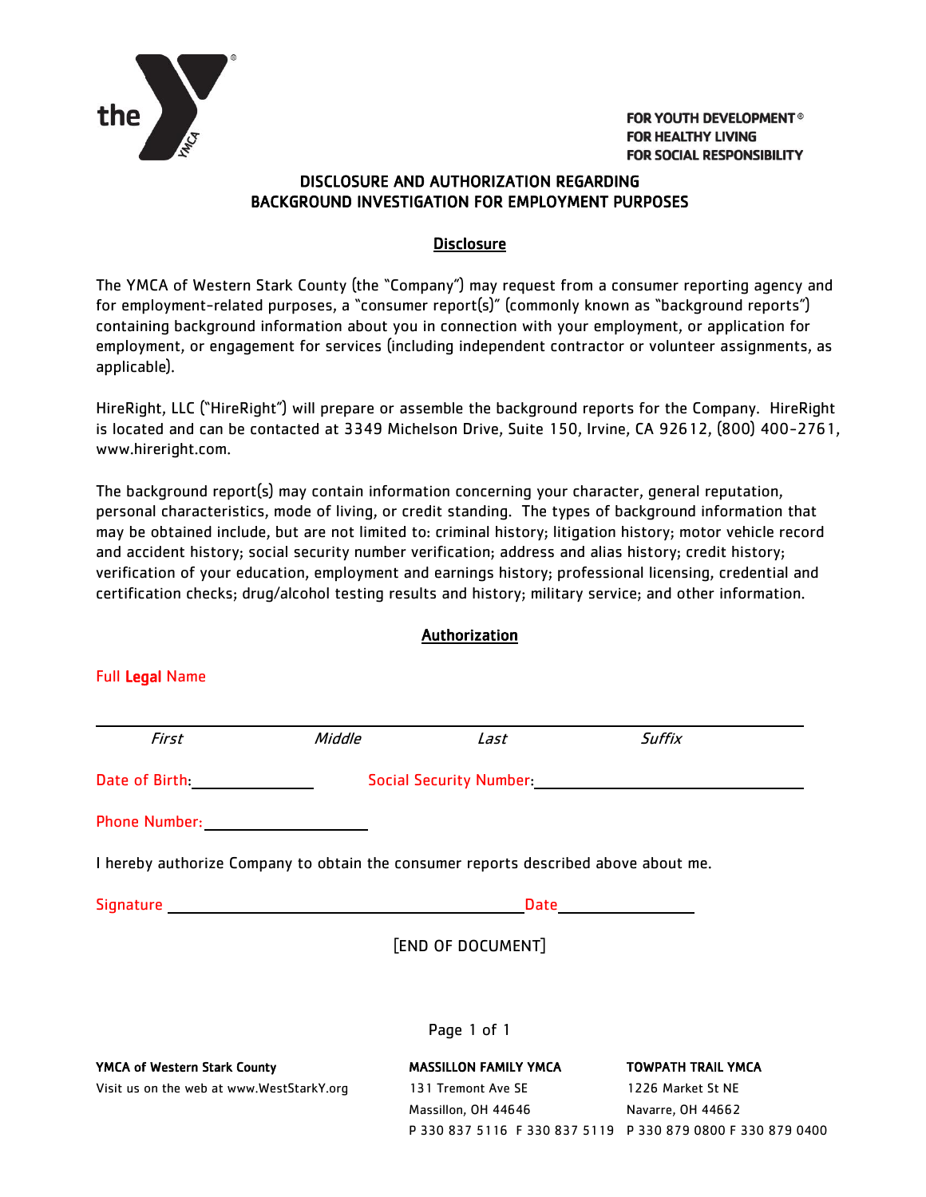FOR YOUTH DEVELOPMENT®
FOR HEALTHY LIVING
FOR SOCIAL RESPONSIBILITY

# DISCLOSURE AND AUTHORIZATION REGARDING BACKGROUND INVESTIGATION FOR EMPLOYMENT PURPOSES

## Disclosure

The YMCA of Western Stark County (the "Company") may request from a consumer reporting agency and for employment-related purposes, a "consumer report(s)" (commonly known as "background reports") containing background information about you in connection with your employment, or application for employment, or engagement for services (including independent contractor or volunteer assignments, as applicable).

HireRight, LLC ("HireRight") will prepare or assemble the background reports for the Company. HireRight is located and can be contacted at 3349 Michelson Drive, Suite 150, Irvine, CA 92612, (800) 400-2761, www.hireright.com.

The background report(s) may contain information concerning your character, general reputation, personal characteristics, mode of living, or credit standing. The types of background information that may be obtained include, but are not limited to: criminal history; litigation history; motor vehicle record and accident history; social security number verification; address and alias history; credit history; verification of your education, employment and earnings history; professional licensing, credential and certification checks; drug/alcohol testing results and history; military service; and other information.

## Authorization

Full **Legal** Name

______________________________________________________________________

*First* *Middle* *Last* *Suffix*

Date of Birth:_______________ Social Security Number:______________________________

Phone Number:____________________

I hereby authorize Company to obtain the consumer reports described above about me.

Signature ______________________________________ Date_______________

[END OF DOCUMENT]

**YMCA of Western Stark County**
Visit us on the web at www.WestStarkY.org

**MASSILLON FAMILY YMCA**
131 Tremont Ave SE
Massillon, OH 44646
P 330 837 5116 F 330 837 5119

**TOWPATH TRAIL YMCA**
1226 Market St NE
Navarre, OH 44662
P 330 879 0800 F 330 879 0400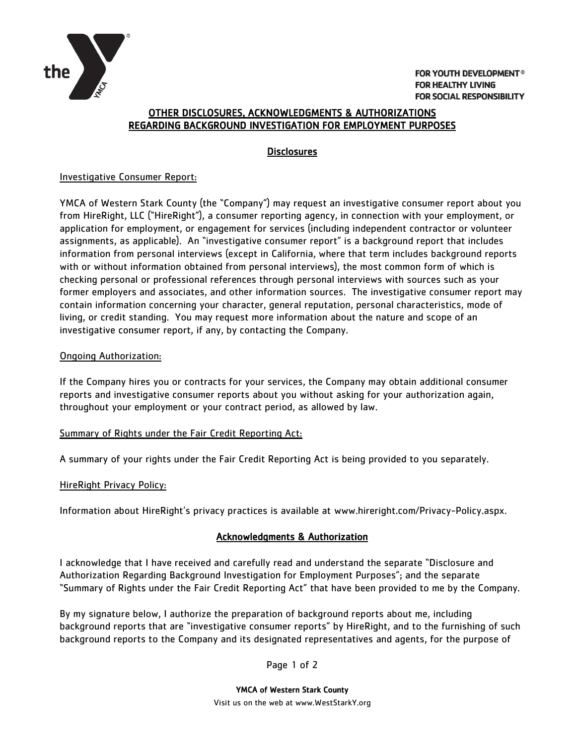FOR YOUTH DEVELOPMENT®
FOR HEALTHY LIVING
FOR SOCIAL RESPONSIBILITY

# OTHER DISCLOSURES, ACKNOWLEDGMENTS & AUTHORIZATIONS REGARDING BACKGROUND INVESTIGATION FOR EMPLOYMENT PURPOSES

## Disclosures

Investigative Consumer Report:

YMCA of Western Stark County (the "Company") may request an investigative consumer report about you from HireRight, LLC ("HireRight"), a consumer reporting agency, in connection with your employment, or application for employment, or engagement for services (including independent contractor or volunteer assignments, as applicable). An "investigative consumer report" is a background report that includes information from personal interviews (except in California, where that term includes background reports with or without information obtained from personal interviews), the most common form of which is checking personal or professional references through personal interviews with sources such as your former employers and associates, and other information sources. The investigative consumer report may contain information concerning your character, general reputation, personal characteristics, mode of living, or credit standing. You may request more information about the nature and scope of an investigative consumer report, if any, by contacting the Company.

Ongoing Authorization:

If the Company hires you or contracts for your services, the Company may obtain additional consumer reports and investigative consumer reports about you without asking for your authorization again, throughout your employment or your contract period, as allowed by law.

Summary of Rights under the Fair Credit Reporting Act:

A summary of your rights under the Fair Credit Reporting Act is being provided to you separately.

HireRight Privacy Policy:

Information about HireRight's privacy practices is available at www.hireright.com/Privacy-Policy.aspx.

## Acknowledgments & Authorization

I acknowledge that I have received and carefully read and understand the separate "Disclosure and Authorization Regarding Background Investigation for Employment Purposes"; and the separate "Summary of Rights under the Fair Credit Reporting Act" that have been provided to me by the Company.

By my signature below, I authorize the preparation of background reports about me, including background reports that are "investigative consumer reports" by HireRight, and to the furnishing of such background reports to the Company and its designated representatives and agents, for the purpose of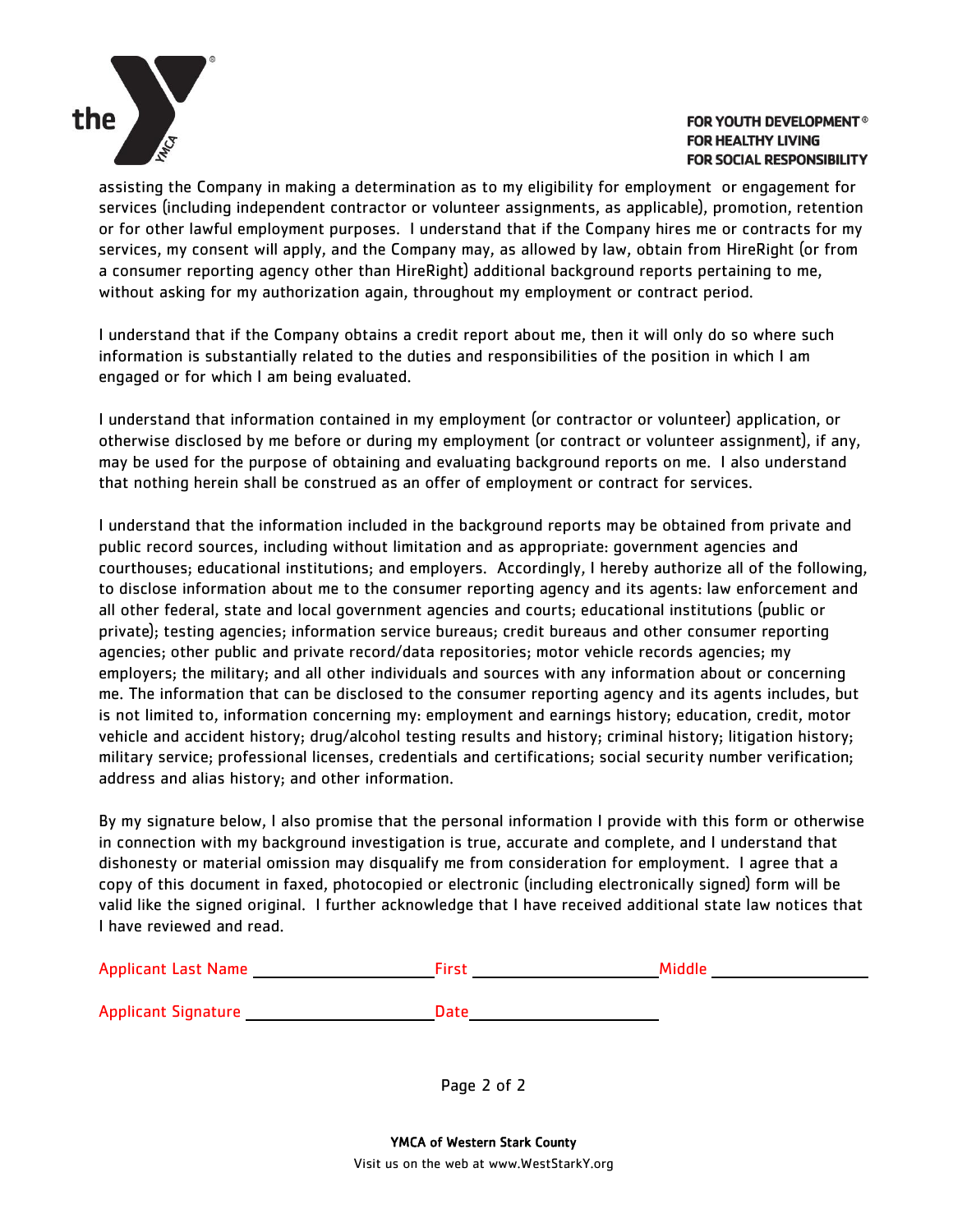assisting the Company in making a determination as to my eligibility for employment or engagement for services (including independent contractor or volunteer assignments, as applicable), promotion, retention or for other lawful employment purposes. I understand that if the Company hires me or contracts for my services, my consent will apply, and the Company may, as allowed by law, obtain from HireRight (or from a consumer reporting agency other than HireRight) additional background reports pertaining to me, without asking for my authorization again, throughout my employment or contract period.

I understand that if the Company obtains a credit report about me, then it will only do so where such information is substantially related to the duties and responsibilities of the position in which I am engaged or for which I am being evaluated.

I understand that information contained in my employment (or contractor or volunteer) application, or otherwise disclosed by me before or during my employment (or contract or volunteer assignment), if any, may be used for the purpose of obtaining and evaluating background reports on me. I also understand that nothing herein shall be construed as an offer of employment or contract for services.

I understand that the information included in the background reports may be obtained from private and public record sources, including without limitation and as appropriate: government agencies and courthouses; educational institutions; and employers. Accordingly, I hereby authorize all of the following, to disclose information about me to the consumer reporting agency and its agents: law enforcement and all other federal, state and local government agencies and courts; educational institutions (public or private); testing agencies; information service bureaus; credit bureaus and other consumer reporting agencies; other public and private record/data repositories; motor vehicle records agencies; my employers; the military; and all other individuals and sources with any information about or concerning me. The information that can be disclosed to the consumer reporting agency and its agents includes, but is not limited to, information concerning my: employment and earnings history; education, credit, motor vehicle and accident history; drug/alcohol testing results and history; criminal history; litigation history; military service; professional licenses, credentials and certifications; social security number verification; address and alias history; and other information.

By my signature below, I also promise that the personal information I provide with this form or otherwise in connection with my background investigation is true, accurate and complete, and I understand that dishonesty or material omission may disqualify me from consideration for employment. I agree that a copy of this document in faxed, photocopied or electronic (including electronically signed) form will be valid like the signed original. I further acknowledge that I have received additional state law notices that I have reviewed and read.

Applicant Last Name ____________________ First ____________________ Middle ____________________

Applicant Signature ____________________ Date ____________________

**YMCA of Western Stark County**

Visit us on the web at www.WestStarkY.org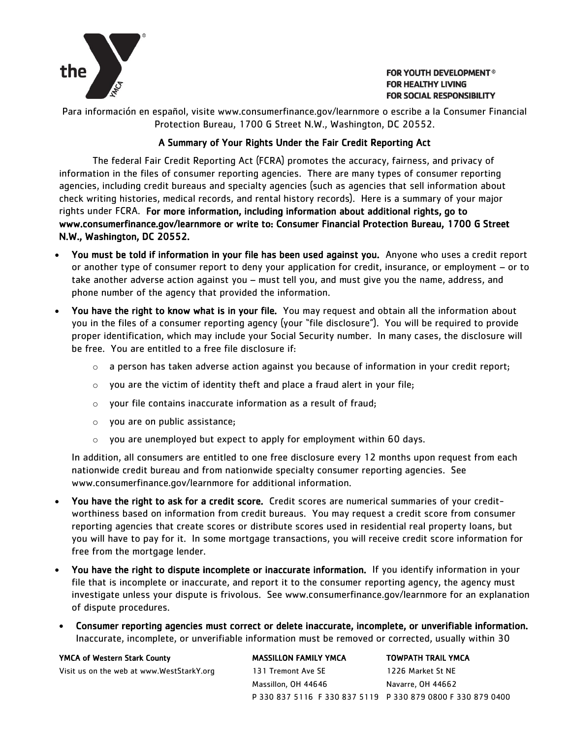FOR YOUTH DEVELOPMENT®
FOR HEALTHY LIVING
FOR SOCIAL RESPONSIBILITY

Para información en español, visite www.consumerfinance.gov/learnmore o escribe a la Consumer Financial Protection Bureau, 1700 G Street N.W., Washington, DC 20552.

## A Summary of Your Rights Under the Fair Credit Reporting Act

The federal Fair Credit Reporting Act (FCRA) promotes the accuracy, fairness, and privacy of information in the files of consumer reporting agencies. There are many types of consumer reporting agencies, including credit bureaus and specialty agencies (such as agencies that sell information about check writing histories, medical records, and rental history records). Here is a summary of your major rights under FCRA. **For more information, including information about additional rights, go to www.consumerfinance.gov/learnmore or write to: Consumer Financial Protection Bureau, 1700 G Street N.W., Washington, DC 20552.**

- **You must be told if information in your file has been used against you.** Anyone who uses a credit report or another type of consumer report to deny your application for credit, insurance, or employment – or to take another adverse action against you – must tell you, and must give you the name, address, and phone number of the agency that provided the information.
- **You have the right to know what is in your file.** You may request and obtain all the information about you in the files of a consumer reporting agency (your "file disclosure"). You will be required to provide proper identification, which may include your Social Security number. In many cases, the disclosure will be free. You are entitled to a free file disclosure if:
  - a person has taken adverse action against you because of information in your credit report;
  - you are the victim of identity theft and place a fraud alert in your file;
  - your file contains inaccurate information as a result of fraud;
  - you are on public assistance;
  - you are unemployed but expect to apply for employment within 60 days.

  In addition, all consumers are entitled to one free disclosure every 12 months upon request from each nationwide credit bureau and from nationwide specialty consumer reporting agencies. See www.consumerfinance.gov/learnmore for additional information.
- **You have the right to ask for a credit score.** Credit scores are numerical summaries of your credit-worthiness based on information from credit bureaus. You may request a credit score from consumer reporting agencies that create scores or distribute scores used in residential real property loans, but you will have to pay for it. In some mortgage transactions, you will receive credit score information for free from the mortgage lender.
- **You have the right to dispute incomplete or inaccurate information.** If you identify information in your file that is incomplete or inaccurate, and report it to the consumer reporting agency, the agency must investigate unless your dispute is frivolous. See www.consumerfinance.gov/learnmore for an explanation of dispute procedures.
- **Consumer reporting agencies must correct or delete inaccurate, incomplete, or unverifiable information.** Inaccurate, incomplete, or unverifiable information must be removed or corrected, usually within 30

**YMCA of Western Stark County**
Visit us on the web at www.WestStarkY.org

**MASSILLON FAMILY YMCA**
131 Tremont Ave SE
Massillon, OH 44646
P 330 837 5116 F 330 837 5119

**TOWPATH TRAIL YMCA**
1226 Market St NE
Navarre, OH 44662
P 330 879 0800 F 330 879 0400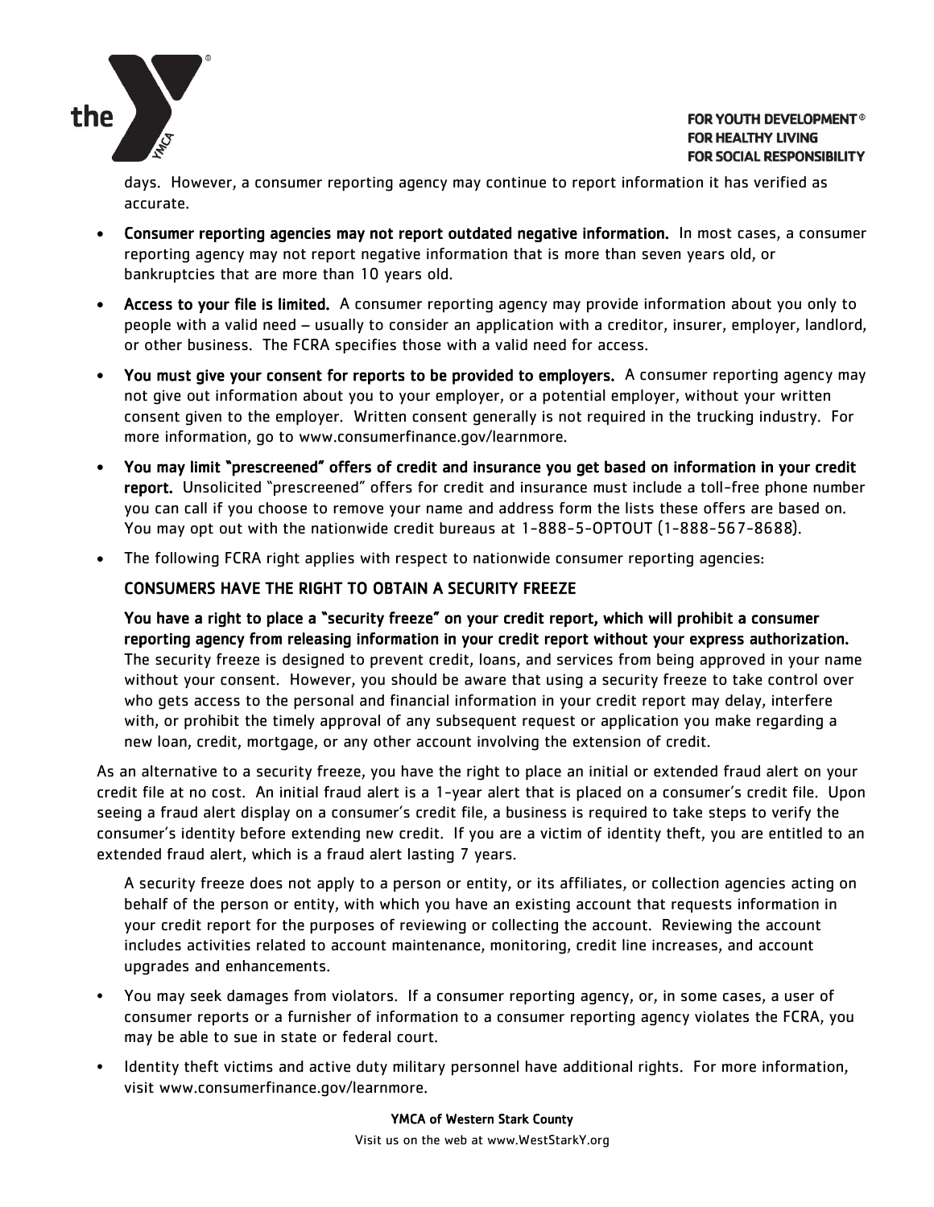days. However, a consumer reporting agency may continue to report information it has verified as accurate.

- **Consumer reporting agencies may not report outdated negative information.** In most cases, a consumer reporting agency may not report negative information that is more than seven years old, or bankruptcies that are more than 10 years old.
- **Access to your file is limited.** A consumer reporting agency may provide information about you only to people with a valid need – usually to consider an application with a creditor, insurer, employer, landlord, or other business. The FCRA specifies those with a valid need for access.
- **You must give your consent for reports to be provided to employers.** A consumer reporting agency may not give out information about you to your employer, or a potential employer, without your written consent given to the employer. Written consent generally is not required in the trucking industry. For more information, go to www.consumerfinance.gov/learnmore.
- **You may limit "prescreened" offers of credit and insurance you get based on information in your credit report.** Unsolicited "prescreened" offers for credit and insurance must include a toll-free phone number you can call if you choose to remove your name and address form the lists these offers are based on. You may opt out with the nationwide credit bureaus at 1-888-5-OPTOUT (1-888-567-8688).
- The following FCRA right applies with respect to nationwide consumer reporting agencies:

  **CONSUMERS HAVE THE RIGHT TO OBTAIN A SECURITY FREEZE**

  **You have a right to place a "security freeze" on your credit report, which will prohibit a consumer reporting agency from releasing information in your credit report without your express authorization.** The security freeze is designed to prevent credit, loans, and services from being approved in your name without your consent. However, you should be aware that using a security freeze to take control over who gets access to the personal and financial information in your credit report may delay, interfere with, or prohibit the timely approval of any subsequent request or application you make regarding a new loan, credit, mortgage, or any other account involving the extension of credit.

As an alternative to a security freeze, you have the right to place an initial or extended fraud alert on your credit file at no cost. An initial fraud alert is a 1-year alert that is placed on a consumer's credit file. Upon seeing a fraud alert display on a consumer's credit file, a business is required to take steps to verify the consumer's identity before extending new credit. If you are a victim of identity theft, you are entitled to an extended fraud alert, which is a fraud alert lasting 7 years.

A security freeze does not apply to a person or entity, or its affiliates, or collection agencies acting on behalf of the person or entity, with which you have an existing account that requests information in your credit report for the purposes of reviewing or collecting the account. Reviewing the account includes activities related to account maintenance, monitoring, credit line increases, and account upgrades and enhancements.

- You may seek damages from violators. If a consumer reporting agency, or, in some cases, a user of consumer reports or a furnisher of information to a consumer reporting agency violates the FCRA, you may be able to sue in state or federal court.
- Identity theft victims and active duty military personnel have additional rights. For more information, visit www.consumerfinance.gov/learnmore.